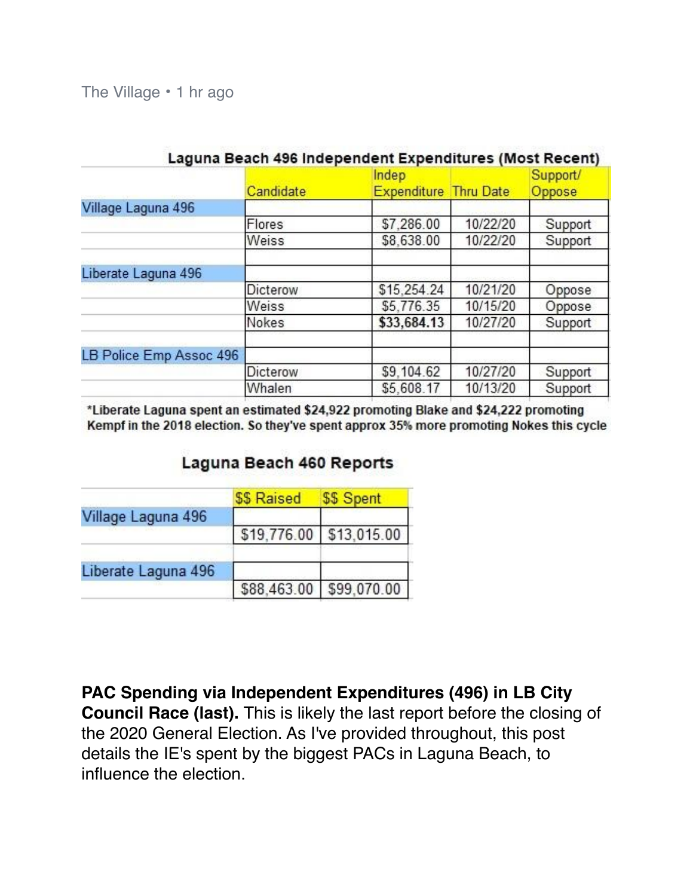The Village • 1 hr ago

### Laguna Beach 496 Independent Expenditures (Most Recent)

| | Candidate | Indep Expenditure | Thru Date | Support/ Oppose |
|---|---|---|---|---|
| Village Laguna 496 | | | | |
| | Flores | $7,286.00 | 10/22/20 | Support |
| | Weiss | $8,638.00 | 10/22/20 | Support |
| | | | | |
| Liberate Laguna 496 | | | | |
| | Dicterow | $15,254.24 | 10/21/20 | Oppose |
| | Weiss | $5,776.35 | 10/15/20 | Oppose |
| | Nokes | **$33,684.13** | 10/27/20 | Support |
| | | | | |
| LB Police Emp Assoc 496 | | | | |
| | Dicterow | $9,104.62 | 10/27/20 | Support |
| | Whalen | $5,608.17 | 10/13/20 | Support |

**\*Liberate Laguna spent an estimated $24,922 promoting Blake and $24,222 promoting Kempf in the 2018 election. So they've spent approx 35% more promoting Nokes this cycle**

### Laguna Beach 460 Reports

| | $$ Raised | $$ Spent |
|---|---|---|
| Village Laguna 496 | | |
| | $19,776.00 | $13,015.00 |
| | | |
| Liberate Laguna 496 | | |
| | $88,463.00 | $99,070.00 |

**PAC Spending via Independent Expenditures (496) in LB City Council Race (last).** This is likely the last report before the closing of the 2020 General Election. As I've provided throughout, this post details the IE's spent by the biggest PACs in Laguna Beach, to influence the election.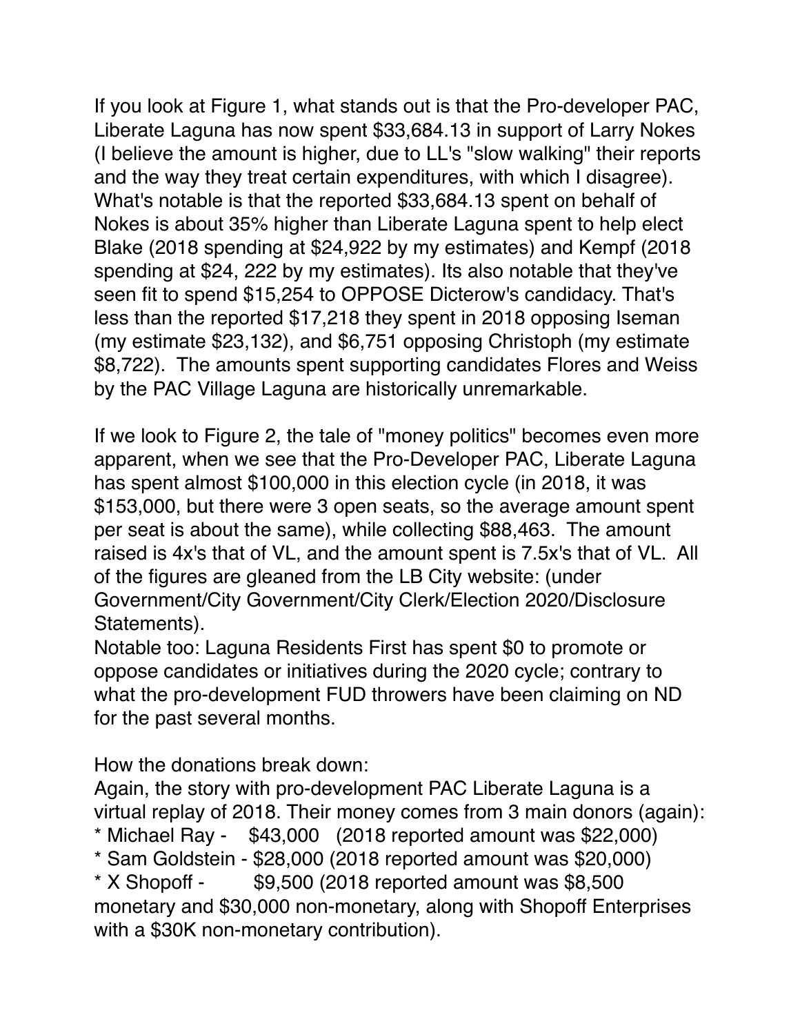If you look at Figure 1, what stands out is that the Pro-developer PAC, Liberate Laguna has now spent $33,684.13 in support of Larry Nokes (I believe the amount is higher, due to LL's "slow walking" their reports and the way they treat certain expenditures, with which I disagree). What's notable is that the reported $33,684.13 spent on behalf of Nokes is about 35% higher than Liberate Laguna spent to help elect Blake (2018 spending at $24,922 by my estimates) and Kempf (2018 spending at $24, 222 by my estimates). Its also notable that they've seen fit to spend $15,254 to OPPOSE Dicterow's candidacy. That's less than the reported $17,218 they spent in 2018 opposing Iseman (my estimate $23,132), and $6,751 opposing Christoph (my estimate $8,722). The amounts spent supporting candidates Flores and Weiss by the PAC Village Laguna are historically unremarkable.

If we look to Figure 2, the tale of "money politics" becomes even more apparent, when we see that the Pro-Developer PAC, Liberate Laguna has spent almost $100,000 in this election cycle (in 2018, it was $153,000, but there were 3 open seats, so the average amount spent per seat is about the same), while collecting $88,463. The amount raised is 4x's that of VL, and the amount spent is 7.5x's that of VL. All of the figures are gleaned from the LB City website: (under Government/City Government/City Clerk/Election 2020/Disclosure Statements).
Notable too: Laguna Residents First has spent $0 to promote or oppose candidates or initiatives during the 2020 cycle; contrary to what the pro-development FUD throwers have been claiming on ND for the past several months.

How the donations break down:
Again, the story with pro-development PAC Liberate Laguna is a virtual replay of 2018. Their money comes from 3 main donors (again):
* Michael Ray - $43,000 (2018 reported amount was $22,000)
* Sam Goldstein - $28,000 (2018 reported amount was $20,000)
* X Shopoff - $9,500 (2018 reported amount was $8,500 monetary and $30,000 non-monetary, along with Shopoff Enterprises with a $30K non-monetary contribution).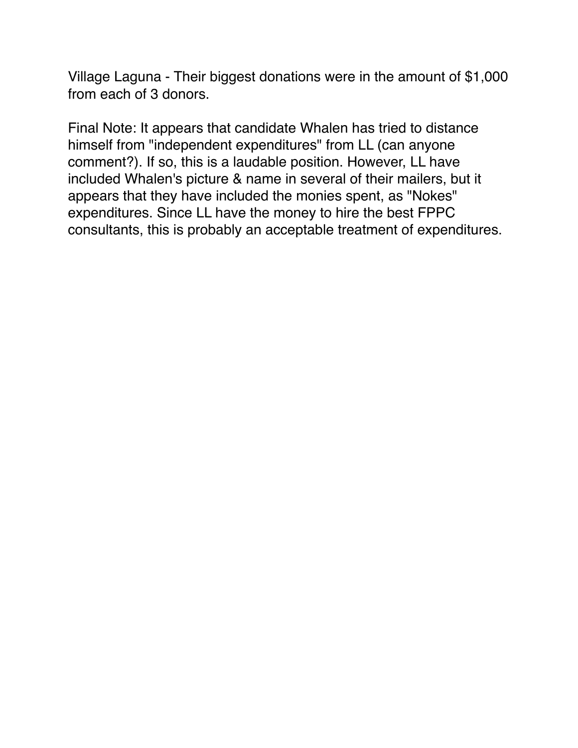Village Laguna - Their biggest donations were in the amount of $1,000 from each of 3 donors.

Final Note: It appears that candidate Whalen has tried to distance himself from "independent expenditures" from LL (can anyone comment?). If so, this is a laudable position. However, LL have included Whalen's picture & name in several of their mailers, but it appears that they have included the monies spent, as "Nokes" expenditures. Since LL have the money to hire the best FPPC consultants, this is probably an acceptable treatment of expenditures.